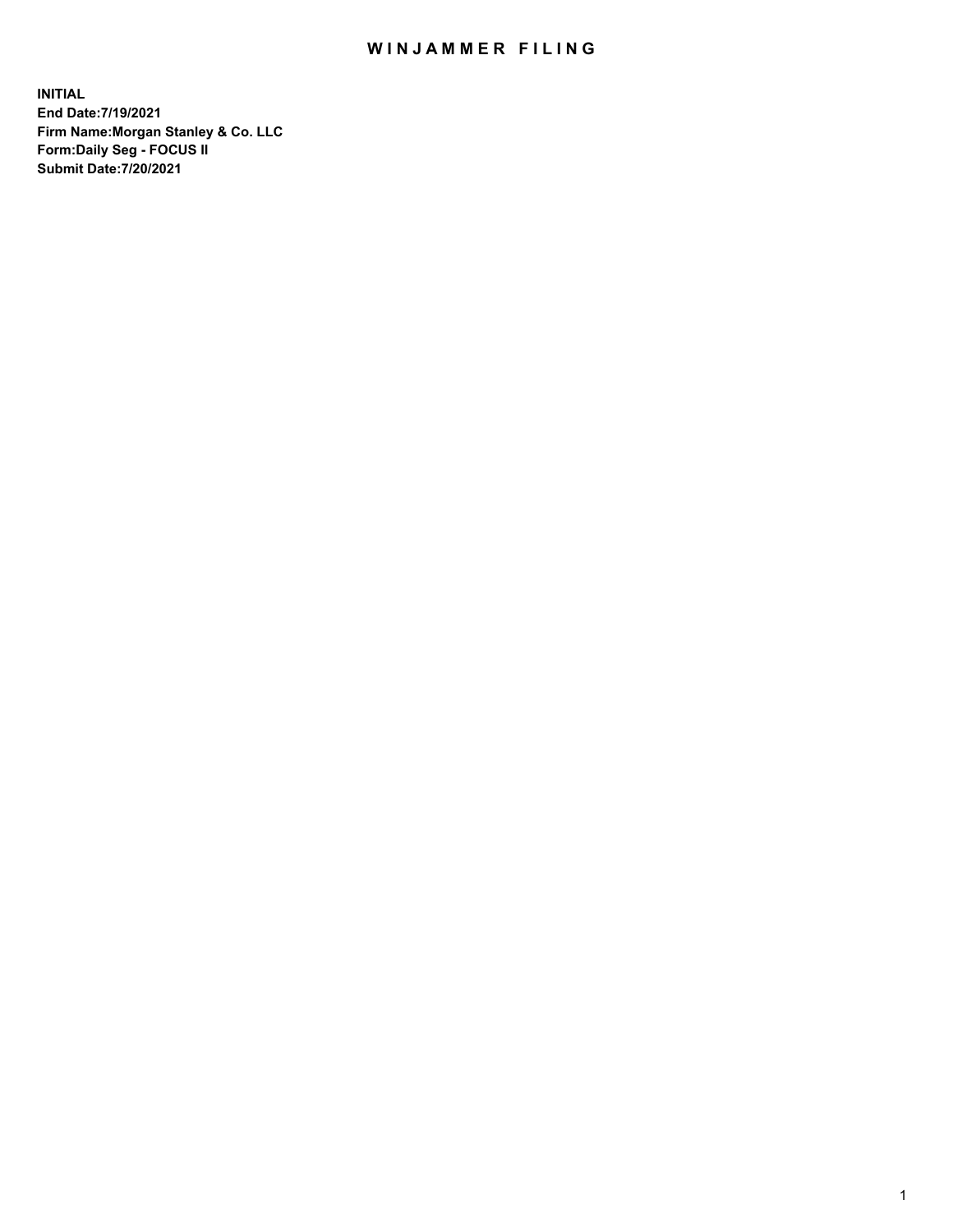# WINJAMMER FILING

**INITIAL**
**End Date:7/19/2021**
**Firm Name:Morgan Stanley & Co. LLC**
**Form:Daily Seg - FOCUS II**
**Submit Date:7/20/2021**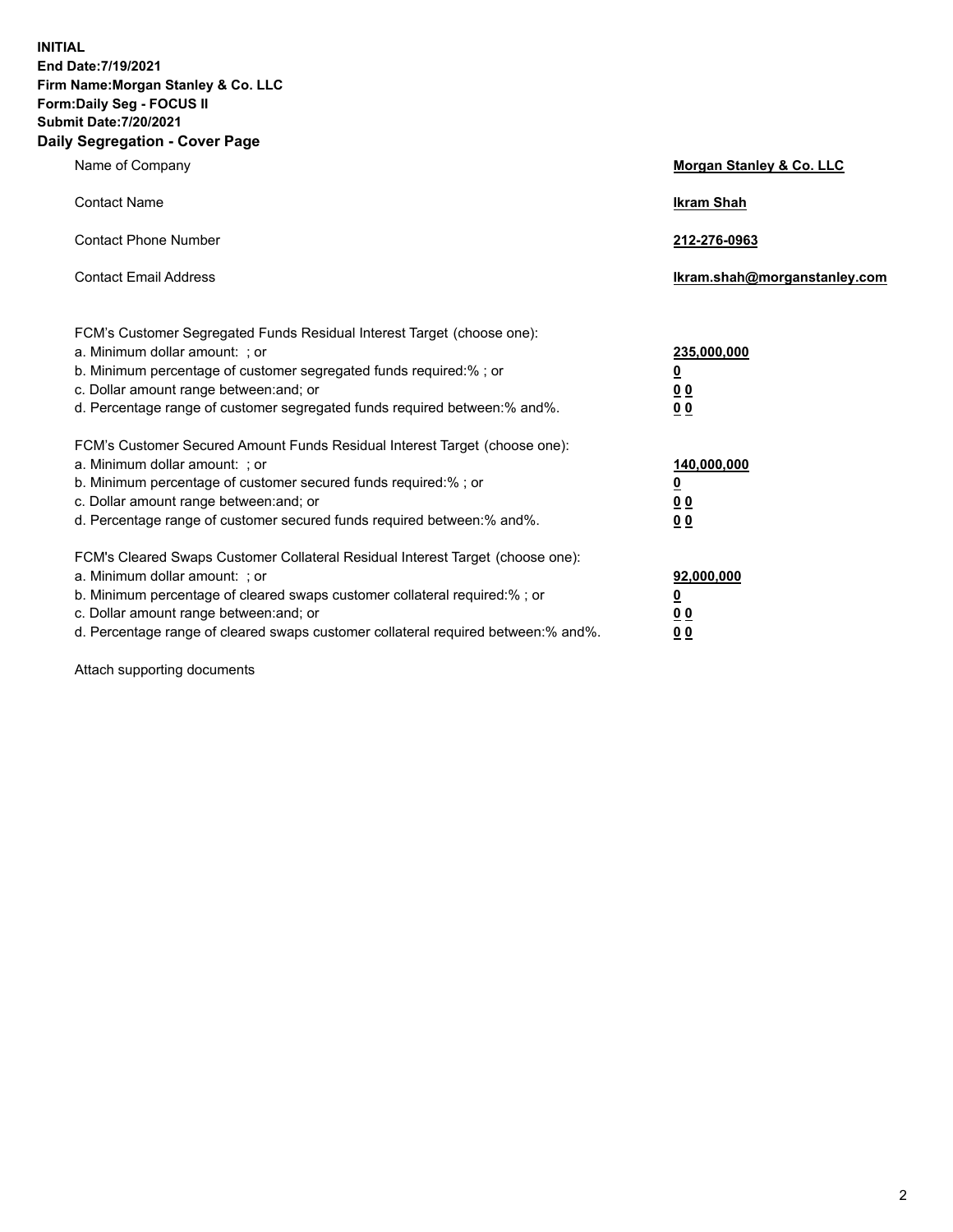**INITIAL**
**End Date:7/19/2021**
**Firm Name:Morgan Stanley & Co. LLC**
**Form:Daily Seg - FOCUS II**
**Submit Date:7/20/2021**

## Daily Segregation - Cover Page

| | |
|---|---|
| Name of Company | **Morgan Stanley & Co. LLC** |
| Contact Name | **Ikram Shah** |
| Contact Phone Number | **212-276-0963** |
| Contact Email Address | **Ikram.shah@morganstanley.com** |

| | |
|---|---|
| FCM's Customer Segregated Funds Residual Interest Target (choose one): | |
| a. Minimum dollar amount: ; or | **235,000,000** |
| b. Minimum percentage of customer segregated funds required:% ; or | **0** |
| c. Dollar amount range between:and; or | **0 0** |
| d. Percentage range of customer segregated funds required between:% and%. | **0 0** |
| FCM's Customer Secured Amount Funds Residual Interest Target (choose one): | |
| a. Minimum dollar amount: ; or | **140,000,000** |
| b. Minimum percentage of customer secured funds required:% ; or | **0** |
| c. Dollar amount range between:and; or | **0 0** |
| d. Percentage range of customer secured funds required between:% and%. | **0 0** |
| FCM's Cleared Swaps Customer Collateral Residual Interest Target (choose one): | |
| a. Minimum dollar amount: ; or | **92,000,000** |
| b. Minimum percentage of cleared swaps customer collateral required:% ; or | **0** |
| c. Dollar amount range between:and; or | **0 0** |
| d. Percentage range of cleared swaps customer collateral required between:% and%. | **0 0** |

Attach supporting documents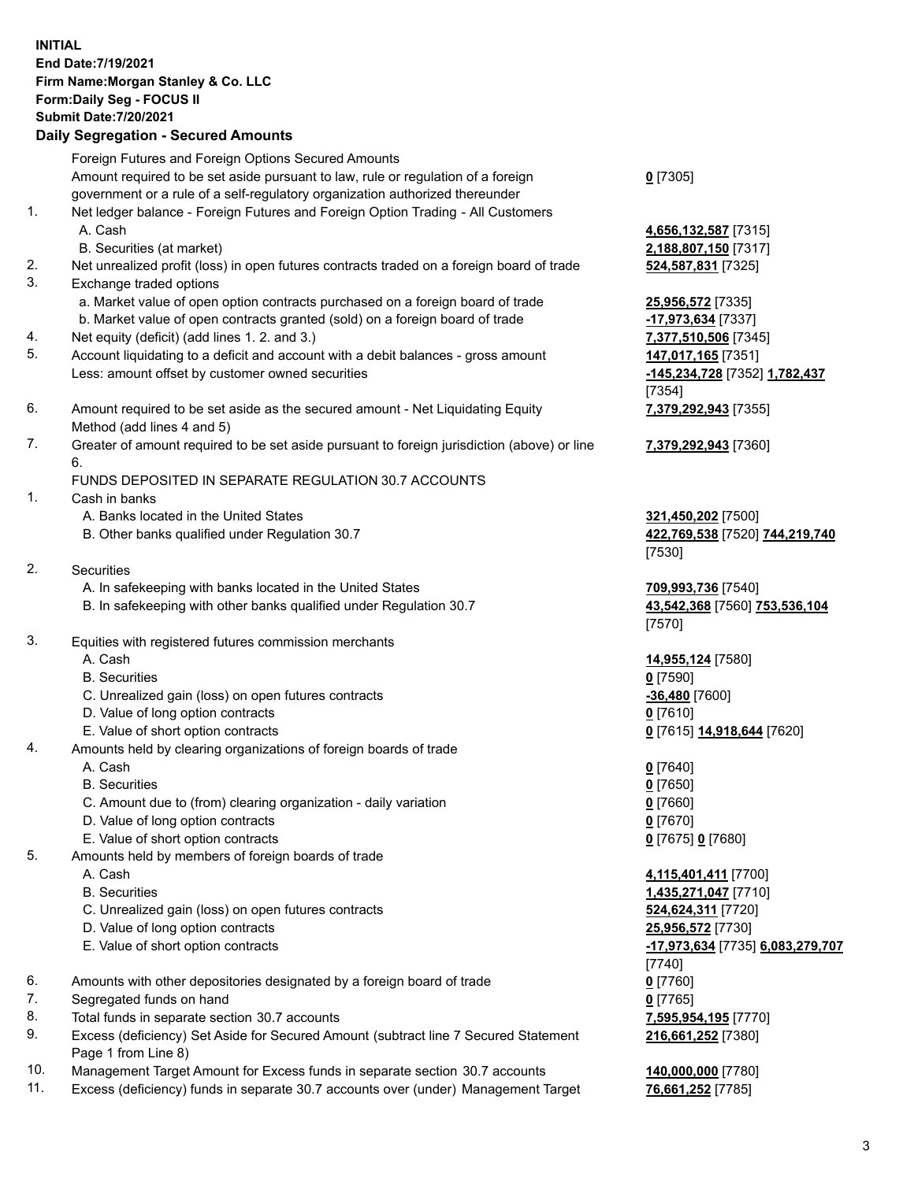**INITIAL**
**End Date:7/19/2021**
**Firm Name:Morgan Stanley & Co. LLC**
**Form:Daily Seg - FOCUS II**
**Submit Date:7/20/2021**

**Daily Segregation - Secured Amounts**

| | | |
|---|---|---|
| | Foreign Futures and Foreign Options Secured Amounts | |
| | Amount required to be set aside pursuant to law, rule or regulation of a foreign government or a rule of a self-regulatory organization authorized thereunder | **0** [7305] |
| 1. | Net ledger balance - Foreign Futures and Foreign Option Trading - All Customers | |
| | A. Cash | **4,656,132,587** [7315] |
| | B. Securities (at market) | **2,188,807,150** [7317] |
| 2. | Net unrealized profit (loss) in open futures contracts traded on a foreign board of trade | **524,587,831** [7325] |
| 3. | Exchange traded options | |
| | a. Market value of open option contracts purchased on a foreign board of trade | **25,956,572** [7335] |
| | b. Market value of open contracts granted (sold) on a foreign board of trade | **-17,973,634** [7337] |
| 4. | Net equity (deficit) (add lines 1. 2. and 3.) | **7,377,510,506** [7345] |
| 5. | Account liquidating to a deficit and account with a debit balances - gross amount | **147,017,165** [7351] |
| | Less: amount offset by customer owned securities | **-145,234,728** [7352] **1,782,437** [7354] |
| 6. | Amount required to be set aside as the secured amount - Net Liquidating Equity Method (add lines 4 and 5) | **7,379,292,943** [7355] |
| 7. | Greater of amount required to be set aside pursuant to foreign jurisdiction (above) or line 6. | **7,379,292,943** [7360] |
| | FUNDS DEPOSITED IN SEPARATE REGULATION 30.7 ACCOUNTS | |
| 1. | Cash in banks | |
| | A. Banks located in the United States | **321,450,202** [7500] |
| | B. Other banks qualified under Regulation 30.7 | **422,769,538** [7520] **744,219,740** [7530] |
| 2. | Securities | |
| | A. In safekeeping with banks located in the United States | **709,993,736** [7540] |
| | B. In safekeeping with other banks qualified under Regulation 30.7 | **43,542,368** [7560] **753,536,104** [7570] |
| 3. | Equities with registered futures commission merchants | |
| | A. Cash | **14,955,124** [7580] |
| | B. Securities | **0** [7590] |
| | C. Unrealized gain (loss) on open futures contracts | **-36,480** [7600] |
| | D. Value of long option contracts | **0** [7610] |
| | E. Value of short option contracts | **0** [7615] **14,918,644** [7620] |
| 4. | Amounts held by clearing organizations of foreign boards of trade | |
| | A. Cash | **0** [7640] |
| | B. Securities | **0** [7650] |
| | C. Amount due to (from) clearing organization - daily variation | **0** [7660] |
| | D. Value of long option contracts | **0** [7670] |
| | E. Value of short option contracts | **0** [7675] **0** [7680] |
| 5. | Amounts held by members of foreign boards of trade | |
| | A. Cash | **4,115,401,411** [7700] |
| | B. Securities | **1,435,271,047** [7710] |
| | C. Unrealized gain (loss) on open futures contracts | **524,624,311** [7720] |
| | D. Value of long option contracts | **25,956,572** [7730] |
| | E. Value of short option contracts | **-17,973,634** [7735] **6,083,279,707** [7740] |
| 6. | Amounts with other depositories designated by a foreign board of trade | **0** [7760] |
| 7. | Segregated funds on hand | **0** [7765] |
| 8. | Total funds in separate section 30.7 accounts | **7,595,954,195** [7770] |
| 9. | Excess (deficiency) Set Aside for Secured Amount (subtract line 7 Secured Statement Page 1 from Line 8) | **216,661,252** [7380] |
| 10. | Management Target Amount for Excess funds in separate section 30.7 accounts | **140,000,000** [7780] |
| 11. | Excess (deficiency) funds in separate 30.7 accounts over (under) Management Target | **76,661,252** [7785] |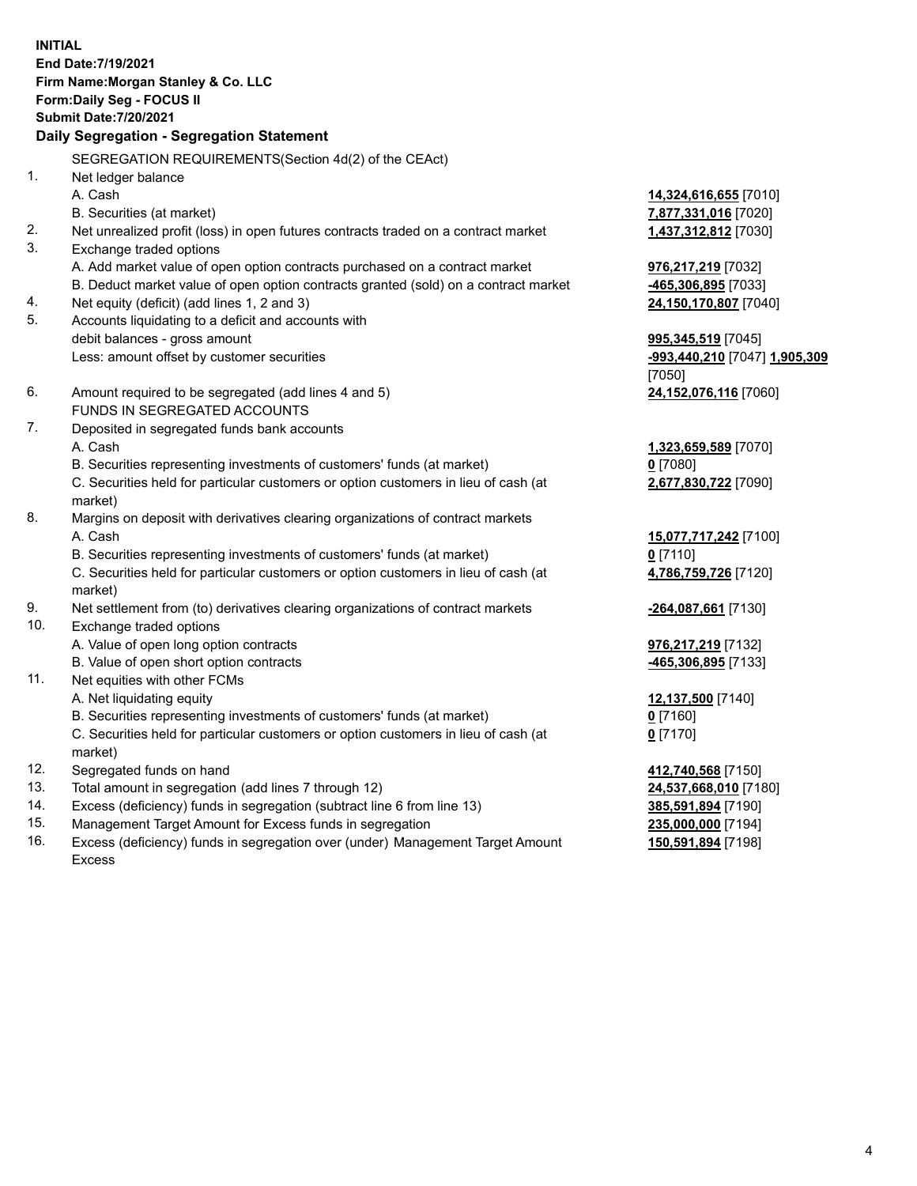**INITIAL**
**End Date:7/19/2021**
**Firm Name:Morgan Stanley & Co. LLC**
**Form:Daily Seg - FOCUS II**
**Submit Date:7/20/2021**

**Daily Segregation - Segregation Statement**

SEGREGATION REQUIREMENTS(Section 4d(2) of the CEAct)

| | | |
|---|---|---|
| 1. | Net ledger balance | |
| | A. Cash | **14,324,616,655** [7010] |
| | B. Securities (at market) | **7,877,331,016** [7020] |
| 2. | Net unrealized profit (loss) in open futures contracts traded on a contract market | **1,437,312,812** [7030] |
| 3. | Exchange traded options | |
| | A. Add market value of open option contracts purchased on a contract market | **976,217,219** [7032] |
| | B. Deduct market value of open option contracts granted (sold) on a contract market | **-465,306,895** [7033] |
| 4. | Net equity (deficit) (add lines 1, 2 and 3) | **24,150,170,807** [7040] |
| 5. | Accounts liquidating to a deficit and accounts with debit balances - gross amount | **995,345,519** [7045] |
| | Less: amount offset by customer securities | **-993,440,210** [7047] **1,905,309** [7050] |
| 6. | Amount required to be segregated (add lines 4 and 5) | **24,152,076,116** [7060] |
| | FUNDS IN SEGREGATED ACCOUNTS | |
| 7. | Deposited in segregated funds bank accounts | |
| | A. Cash | **1,323,659,589** [7070] |
| | B. Securities representing investments of customers' funds (at market) | **0** [7080] |
| | C. Securities held for particular customers or option customers in lieu of cash (at market) | **2,677,830,722** [7090] |
| 8. | Margins on deposit with derivatives clearing organizations of contract markets | |
| | A. Cash | **15,077,717,242** [7100] |
| | B. Securities representing investments of customers' funds (at market) | **0** [7110] |
| | C. Securities held for particular customers or option customers in lieu of cash (at market) | **4,786,759,726** [7120] |
| 9. | Net settlement from (to) derivatives clearing organizations of contract markets | **-264,087,661** [7130] |
| 10. | Exchange traded options | |
| | A. Value of open long option contracts | **976,217,219** [7132] |
| | B. Value of open short option contracts | **-465,306,895** [7133] |
| 11. | Net equities with other FCMs | |
| | A. Net liquidating equity | **12,137,500** [7140] |
| | B. Securities representing investments of customers' funds (at market) | **0** [7160] |
| | C. Securities held for particular customers or option customers in lieu of cash (at market) | **0** [7170] |
| 12. | Segregated funds on hand | **412,740,568** [7150] |
| 13. | Total amount in segregation (add lines 7 through 12) | **24,537,668,010** [7180] |
| 14. | Excess (deficiency) funds in segregation (subtract line 6 from line 13) | **385,591,894** [7190] |
| 15. | Management Target Amount for Excess funds in segregation | **235,000,000** [7194] |
| 16. | Excess (deficiency) funds in segregation over (under) Management Target Amount Excess | **150,591,894** [7198] |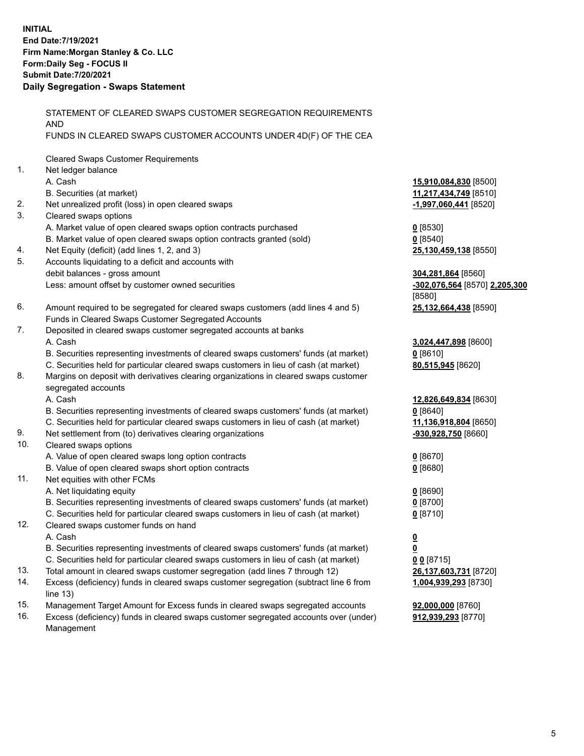**INITIAL**
**End Date:7/19/2021**
**Firm Name:Morgan Stanley & Co. LLC**
**Form:Daily Seg - FOCUS II**
**Submit Date:7/20/2021**
**Daily Segregation - Swaps Statement**

STATEMENT OF CLEARED SWAPS CUSTOMER SEGREGATION REQUIREMENTS AND FUNDS IN CLEARED SWAPS CUSTOMER ACCOUNTS UNDER 4D(F) OF THE CEA

Cleared Swaps Customer Requirements

| | | |
|---|---|---|
| 1. | Net ledger balance | |
| | A. Cash | **15,910,084,830** [8500] |
| | B. Securities (at market) | **11,217,434,749** [8510] |
| 2. | Net unrealized profit (loss) in open cleared swaps | **-1,997,060,441** [8520] |
| 3. | Cleared swaps options | |
| | A. Market value of open cleared swaps option contracts purchased | **0** [8530] |
| | B. Market value of open cleared swaps option contracts granted (sold) | **0** [8540] |
| 4. | Net Equity (deficit) (add lines 1, 2, and 3) | **25,130,459,138** [8550] |
| 5. | Accounts liquidating to a deficit and accounts with debit balances - gross amount | **304,281,864** [8560] |
| | Less: amount offset by customer owned securities | **-302,076,564** [8570] **2,205,300** [8580] |
| 6. | Amount required to be segregated for cleared swaps customers (add lines 4 and 5) | **25,132,664,438** [8590] |
| | Funds in Cleared Swaps Customer Segregated Accounts | |
| 7. | Deposited in cleared swaps customer segregated accounts at banks | |
| | A. Cash | **3,024,447,898** [8600] |
| | B. Securities representing investments of cleared swaps customers' funds (at market) | **0** [8610] |
| | C. Securities held for particular cleared swaps customers in lieu of cash (at market) | **80,515,945** [8620] |
| 8. | Margins on deposit with derivatives clearing organizations in cleared swaps customer segregated accounts | |
| | A. Cash | **12,826,649,834** [8630] |
| | B. Securities representing investments of cleared swaps customers' funds (at market) | **0** [8640] |
| | C. Securities held for particular cleared swaps customers in lieu of cash (at market) | **11,136,918,804** [8650] |
| 9. | Net settlement from (to) derivatives clearing organizations | **-930,928,750** [8660] |
| 10. | Cleared swaps options | |
| | A. Value of open cleared swaps long option contracts | **0** [8670] |
| | B. Value of open cleared swaps short option contracts | **0** [8680] |
| 11. | Net equities with other FCMs | |
| | A. Net liquidating equity | **0** [8690] |
| | B. Securities representing investments of cleared swaps customers' funds (at market) | **0** [8700] |
| | C. Securities held for particular cleared swaps customers in lieu of cash (at market) | **0** [8710] |
| 12. | Cleared swaps customer funds on hand | |
| | A. Cash | **0** |
| | B. Securities representing investments of cleared swaps customers' funds (at market) | **0** |
| | C. Securities held for particular cleared swaps customers in lieu of cash (at market) | **0** **0** [8715] |
| 13. | Total amount in cleared swaps customer segregation (add lines 7 through 12) | **26,137,603,731** [8720] |
| 14. | Excess (deficiency) funds in cleared swaps customer segregation (subtract line 6 from line 13) | **1,004,939,293** [8730] |
| 15. | Management Target Amount for Excess funds in cleared swaps segregated accounts | **92,000,000** [8760] |
| 16. | Excess (deficiency) funds in cleared swaps customer segregated accounts over (under) Management | **912,939,293** [8770] |